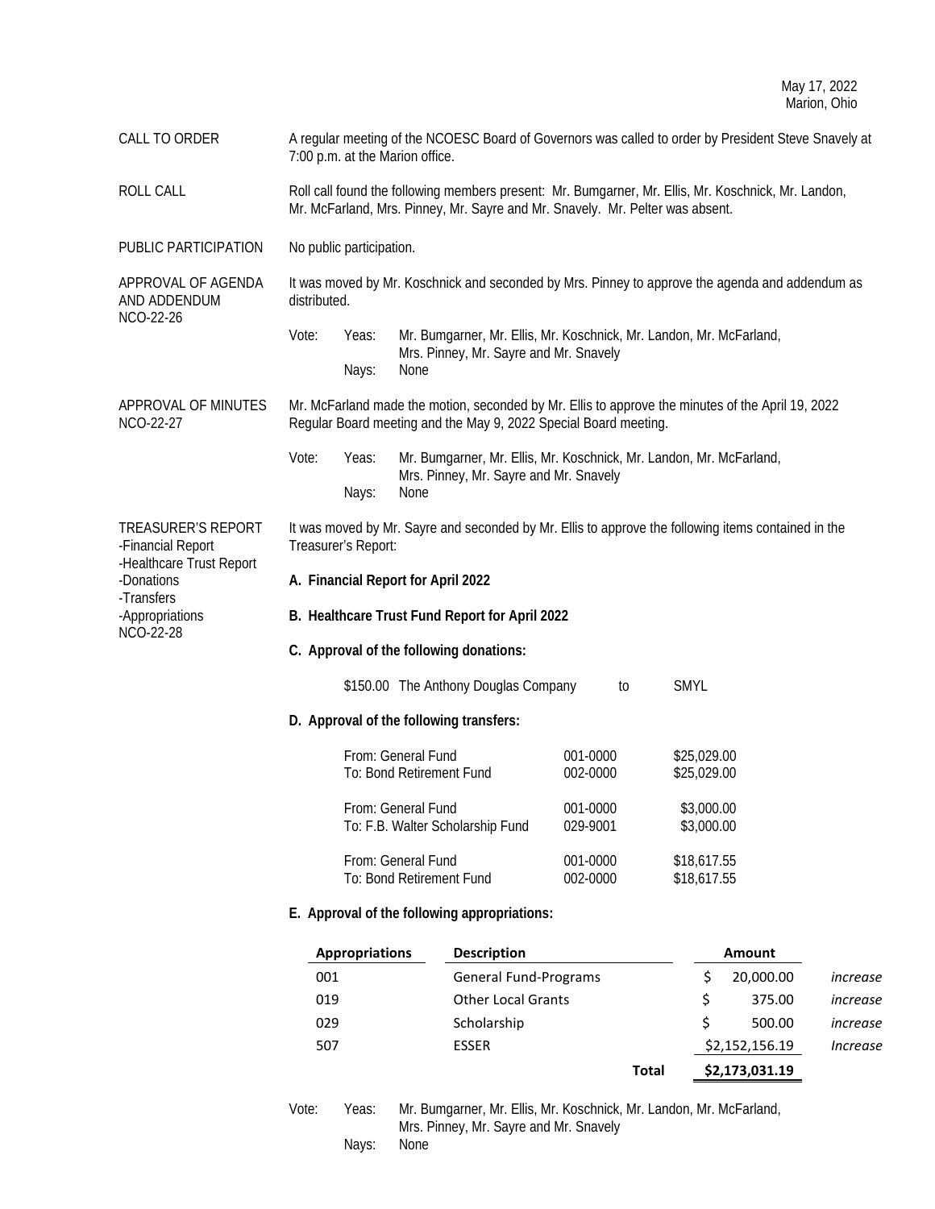May 17, 2022
Marion, Ohio

**CALL TO ORDER**

A regular meeting of the NCOESC Board of Governors was called to order by President Steve Snavely at 7:00 p.m. at the Marion office.

**ROLL CALL**

Roll call found the following members present: Mr. Bumgarner, Mr. Ellis, Mr. Koschnick, Mr. Landon, Mr. McFarland, Mrs. Pinney, Mr. Sayre and Mr. Snavely. Mr. Pelter was absent.

**PUBLIC PARTICIPATION**

No public participation.

**APPROVAL OF AGENDA AND ADDENDUM**
**NCO-22-26**

It was moved by Mr. Koschnick and seconded by Mrs. Pinney to approve the agenda and addendum as distributed.

Vote: Yeas: Mr. Bumgarner, Mr. Ellis, Mr. Koschnick, Mr. Landon, Mr. McFarland, Mrs. Pinney, Mr. Sayre and Mr. Snavely
Nays: None

**APPROVAL OF MINUTES**
**NCO-22-27**

Mr. McFarland made the motion, seconded by Mr. Ellis to approve the minutes of the April 19, 2022 Regular Board meeting and the May 9, 2022 Special Board meeting.

Vote: Yeas: Mr. Bumgarner, Mr. Ellis, Mr. Koschnick, Mr. Landon, Mr. McFarland, Mrs. Pinney, Mr. Sayre and Mr. Snavely
Nays: None

**TREASURER'S REPORT**
-Financial Report
-Healthcare Trust Report
-Donations
-Transfers
-Appropriations
**NCO-22-28**

It was moved by Mr. Sayre and seconded by Mr. Ellis to approve the following items contained in the Treasurer's Report:

**A. Financial Report for April 2022**

**B. Healthcare Trust Fund Report for April 2022**

**C. Approval of the following donations:**

$150.00 The Anthony Douglas Company to SMYL

**D. Approval of the following transfers:**

| | | |
|---|---|---|
| From: General Fund | 001-0000 | $25,029.00 |
| To: Bond Retirement Fund | 002-0000 | $25,029.00 |
| From: General Fund | 001-0000 | $3,000.00 |
| To: F.B. Walter Scholarship Fund | 029-9001 | $3,000.00 |
| From: General Fund | 001-0000 | $18,617.55 |
| To: Bond Retirement Fund | 002-0000 | $18,617.55 |

**E. Approval of the following appropriations:**

| Appropriations | Description | Amount | |
|---|---|---|---|
| 001 | General Fund-Programs | $ 20,000.00 | *increase* |
| 019 | Other Local Grants | $ 375.00 | *increase* |
| 029 | Scholarship | $ 500.00 | *increase* |
| 507 | ESSER | $2,152,156.19 | *Increase* |
| | **Total** | **$2,173,031.19** | |

Vote: Yeas: Mr. Bumgarner, Mr. Ellis, Mr. Koschnick, Mr. Landon, Mr. McFarland, Mrs. Pinney, Mr. Sayre and Mr. Snavely
Nays: None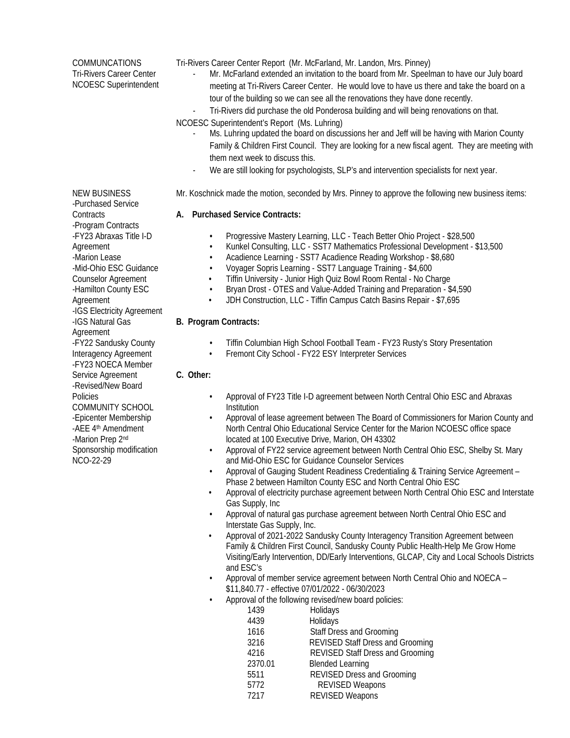COMMUNCATIONS
Tri-Rivers Career Center
NCOESC Superintendent

Tri-Rivers Career Center Report (Mr. McFarland, Mr. Landon, Mrs. Pinney)

- Mr. McFarland extended an invitation to the board from Mr. Speelman to have our July board meeting at Tri-Rivers Career Center. He would love to have us there and take the board on a tour of the building so we can see all the renovations they have done recently.
- Tri-Rivers did purchase the old Ponderosa building and will being renovations on that.

NCOESC Superintendent's Report (Ms. Luhring)

- Ms. Luhring updated the board on discussions her and Jeff will be having with Marion County Family & Children First Council. They are looking for a new fiscal agent. They are meeting with them next week to discuss this.
- We are still looking for psychologists, SLP's and intervention specialists for next year.

NEW BUSINESS
-Purchased Service Contracts
-Program Contracts
-FY23 Abraxas Title I-D Agreement
-Marion Lease
-Mid-Ohio ESC Guidance Counselor Agreement
-Hamilton County ESC Agreement
-IGS Electricity Agreement
-IGS Natural Gas Agreement
-FY22 Sandusky County Interagency Agreement
-FY23 NOECA Member Service Agreement
-Revised/New Board Policies
COMMUNITY SCHOOL
-Epicenter Membership
-AEE 4th Amendment
-Marion Prep 2nd Sponsorship modification
NCO-22-29

Mr. Koschnick made the motion, seconded by Mrs. Pinney to approve the following new business items:

**A. Purchased Service Contracts:**

- Progressive Mastery Learning, LLC - Teach Better Ohio Project - $28,500
- Kunkel Consulting, LLC - SST7 Mathematics Professional Development - $13,500
- Acadience Learning - SST7 Acadience Reading Workshop - $8,680
- Voyager Sopris Learning - SST7 Language Training - $4,600
- Tiffin University - Junior High Quiz Bowl Room Rental - No Charge
- Bryan Drost - OTES and Value-Added Training and Preparation - $4,590
- JDH Construction, LLC - Tiffin Campus Catch Basins Repair - $7,695

**B. Program Contracts:**

- Tiffin Columbian High School Football Team - FY23 Rusty's Story Presentation
- Fremont City School - FY22 ESY Interpreter Services

**C. Other:**

- Approval of FY23 Title I-D agreement between North Central Ohio ESC and Abraxas Institution
- Approval of lease agreement between The Board of Commissioners for Marion County and North Central Ohio Educational Service Center for the Marion NCOESC office space located at 100 Executive Drive, Marion, OH 43302
- Approval of FY22 service agreement between North Central Ohio ESC, Shelby St. Mary and Mid-Ohio ESC for Guidance Counselor Services
- Approval of Gauging Student Readiness Credentialing & Training Service Agreement – Phase 2 between Hamilton County ESC and North Central Ohio ESC
- Approval of electricity purchase agreement between North Central Ohio ESC and Interstate Gas Supply, Inc
- Approval of natural gas purchase agreement between North Central Ohio ESC and Interstate Gas Supply, Inc.
- Approval of 2021-2022 Sandusky County Interagency Transition Agreement between Family & Children First Council, Sandusky County Public Health-Help Me Grow Home Visiting/Early Intervention, DD/Early Interventions, GLCAP, City and Local Schools Districts and ESC's
- Approval of member service agreement between North Central Ohio and NOECA – $11,840.77 - effective 07/01/2022 - 06/30/2023
- Approval of the following revised/new board policies:

| | |
|---|---|
| 1439 | Holidays |
| 4439 | Holidays |
| 1616 | Staff Dress and Grooming |
| 3216 | REVISED Staff Dress and Grooming |
| 4216 | REVISED Staff Dress and Grooming |
| 2370.01 | Blended Learning |
| 5511 | REVISED Dress and Grooming |
| 5772 | REVISED Weapons |
| 7217 | REVISED Weapons |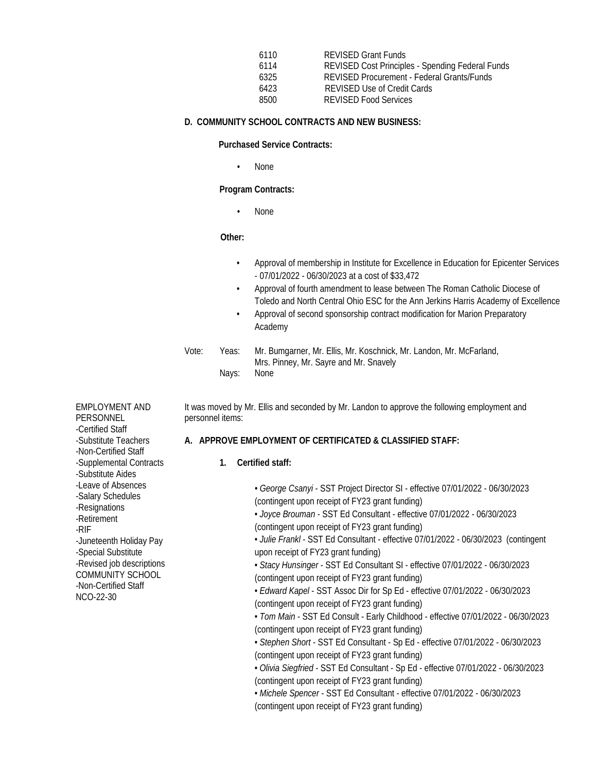| | |
|---|---|
| 6110 | REVISED Grant Funds |
| 6114 | REVISED Cost Principles - Spending Federal Funds |
| 6325 | REVISED Procurement - Federal Grants/Funds |
| 6423 | REVISED Use of Credit Cards |
| 8500 | REVISED Food Services |

**D. COMMUNITY SCHOOL CONTRACTS AND NEW BUSINESS:**

**Purchased Service Contracts:**

- None

**Program Contracts:**

- None

**Other:**

- Approval of membership in Institute for Excellence in Education for Epicenter Services - 07/01/2022 - 06/30/2023 at a cost of $33,472
- Approval of fourth amendment to lease between The Roman Catholic Diocese of Toledo and North Central Ohio ESC for the Ann Jerkins Harris Academy of Excellence
- Approval of second sponsorship contract modification for Marion Preparatory Academy

Vote: Yeas: Mr. Bumgarner, Mr. Ellis, Mr. Koschnick, Mr. Landon, Mr. McFarland, Mrs. Pinney, Mr. Sayre and Mr. Snavely
Nays: None

EMPLOYMENT AND PERSONNEL
-Certified Staff
-Substitute Teachers
-Non-Certified Staff
-Supplemental Contracts
-Substitute Aides
-Leave of Absences
-Salary Schedules
-Resignations
-Retirement
-RIF
-Juneteenth Holiday Pay
-Special Substitute
-Revised job descriptions
COMMUNITY SCHOOL
-Non-Certified Staff
NCO-22-30

It was moved by Mr. Ellis and seconded by Mr. Landon to approve the following employment and personnel items:

**A. APPROVE EMPLOYMENT OF CERTIFICATED & CLASSIFIED STAFF:**

**1. Certified staff:**

• *George Csanyi* - SST Project Director SI - effective 07/01/2022 - 06/30/2023 (contingent upon receipt of FY23 grant funding)
• *Joyce Brouman* - SST Ed Consultant - effective 07/01/2022 - 06/30/2023 (contingent upon receipt of FY23 grant funding)
• *Julie Frankl* - SST Ed Consultant - effective 07/01/2022 - 06/30/2023 (contingent upon receipt of FY23 grant funding)
• *Stacy Hunsinger* - SST Ed Consultant SI - effective 07/01/2022 - 06/30/2023 (contingent upon receipt of FY23 grant funding)
• *Edward Kapel* - SST Assoc Dir for Sp Ed - effective 07/01/2022 - 06/30/2023 (contingent upon receipt of FY23 grant funding)
• *Tom Main* - SST Ed Consult - Early Childhood - effective 07/01/2022 - 06/30/2023 (contingent upon receipt of FY23 grant funding)
• *Stephen Short* - SST Ed Consultant - Sp Ed - effective 07/01/2022 - 06/30/2023 (contingent upon receipt of FY23 grant funding)
• *Olivia Siegfried* - SST Ed Consultant - Sp Ed - effective 07/01/2022 - 06/30/2023 (contingent upon receipt of FY23 grant funding)
• *Michele Spencer* - SST Ed Consultant - effective 07/01/2022 - 06/30/2023 (contingent upon receipt of FY23 grant funding)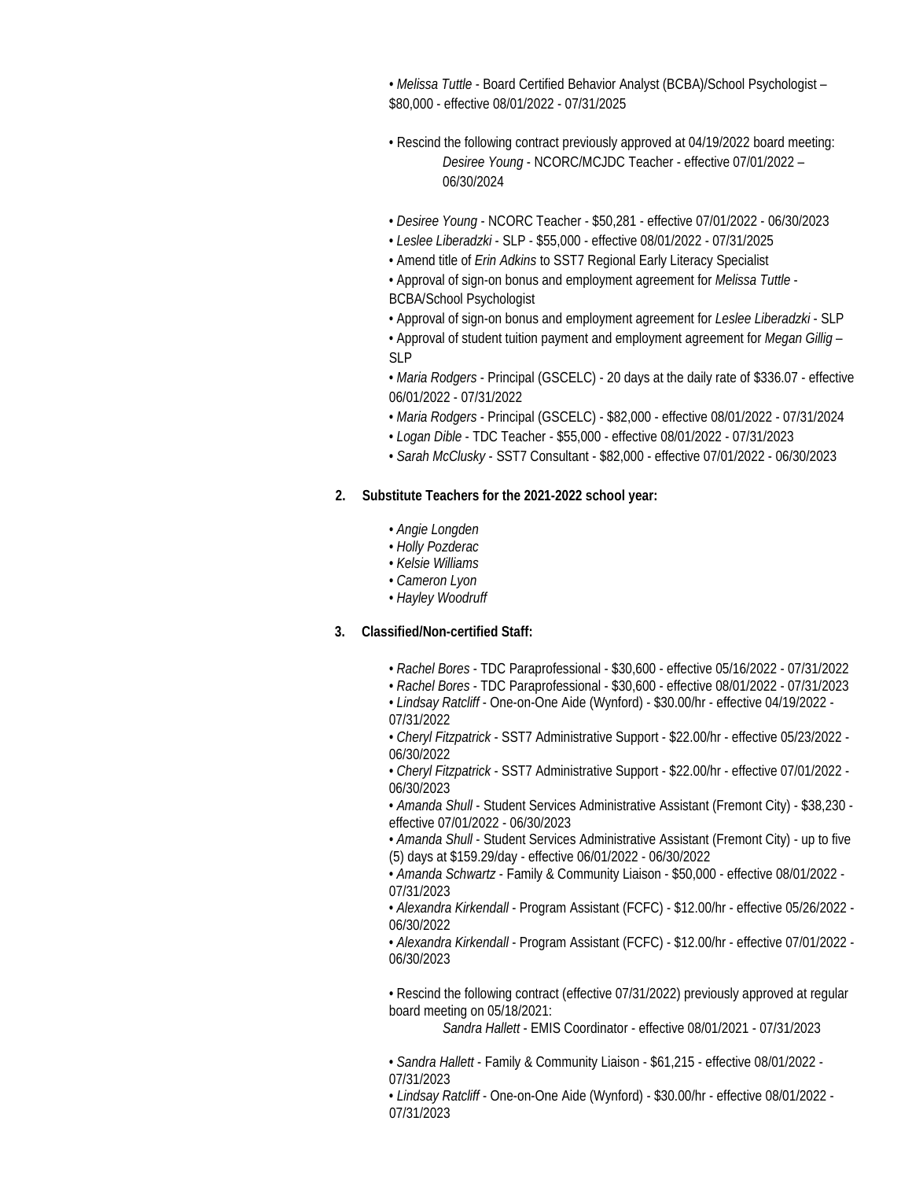- *Melissa Tuttle* - Board Certified Behavior Analyst (BCBA)/School Psychologist – $80,000 - effective 08/01/2022 - 07/31/2025

- Rescind the following contract previously approved at 04/19/2022 board meeting:
  - *Desiree Young* - NCORC/MCJDC Teacher - effective 07/01/2022 – 06/30/2024

- *Desiree Young* - NCORC Teacher - $50,281 - effective 07/01/2022 - 06/30/2023
- *Leslee Liberadzki* - SLP - $55,000 - effective 08/01/2022 - 07/31/2025
- Amend title of *Erin Adkins* to SST7 Regional Early Literacy Specialist
- Approval of sign-on bonus and employment agreement for *Melissa Tuttle* - BCBA/School Psychologist
- Approval of sign-on bonus and employment agreement for *Leslee Liberadzki* - SLP
- Approval of student tuition payment and employment agreement for *Megan Gillig* – SLP
- *Maria Rodgers* - Principal (GSCELC) - 20 days at the daily rate of $336.07 - effective 06/01/2022 - 07/31/2022
- *Maria Rodgers* - Principal (GSCELC) - $82,000 - effective 08/01/2022 - 07/31/2024
- *Logan Dible* - TDC Teacher - $55,000 - effective 08/01/2022 - 07/31/2023
- *Sarah McClusky* - SST7 Consultant - $82,000 - effective 07/01/2022 - 06/30/2023

2. **Substitute Teachers for the 2021-2022 school year:**

- *Angie Longden*
- *Holly Pozderac*
- *Kelsie Williams*
- *Cameron Lyon*
- *Hayley Woodruff*

3. **Classified/Non-certified Staff:**

- *Rachel Bores* - TDC Paraprofessional - $30,600 - effective 05/16/2022 - 07/31/2022
- *Rachel Bores* - TDC Paraprofessional - $30,600 - effective 08/01/2022 - 07/31/2023
- *Lindsay Ratcliff* - One-on-One Aide (Wynford) - $30.00/hr - effective 04/19/2022 - 07/31/2022
- *Cheryl Fitzpatrick* - SST7 Administrative Support - $22.00/hr - effective 05/23/2022 - 06/30/2022
- *Cheryl Fitzpatrick* - SST7 Administrative Support - $22.00/hr - effective 07/01/2022 - 06/30/2023
- *Amanda Shull* - Student Services Administrative Assistant (Fremont City) - $38,230 - effective 07/01/2022 - 06/30/2023
- *Amanda Shull* - Student Services Administrative Assistant (Fremont City) - up to five (5) days at $159.29/day - effective 06/01/2022 - 06/30/2022
- *Amanda Schwartz* - Family & Community Liaison - $50,000 - effective 08/01/2022 - 07/31/2023
- *Alexandra Kirkendall* - Program Assistant (FCFC) - $12.00/hr - effective 05/26/2022 - 06/30/2022
- *Alexandra Kirkendall* - Program Assistant (FCFC) - $12.00/hr - effective 07/01/2022 - 06/30/2023

- Rescind the following contract (effective 07/31/2022) previously approved at regular board meeting on 05/18/2021:
  - *Sandra Hallett* - EMIS Coordinator - effective 08/01/2021 - 07/31/2023

- *Sandra Hallett* - Family & Community Liaison - $61,215 - effective 08/01/2022 - 07/31/2023
- *Lindsay Ratcliff* - One-on-One Aide (Wynford) - $30.00/hr - effective 08/01/2022 - 07/31/2023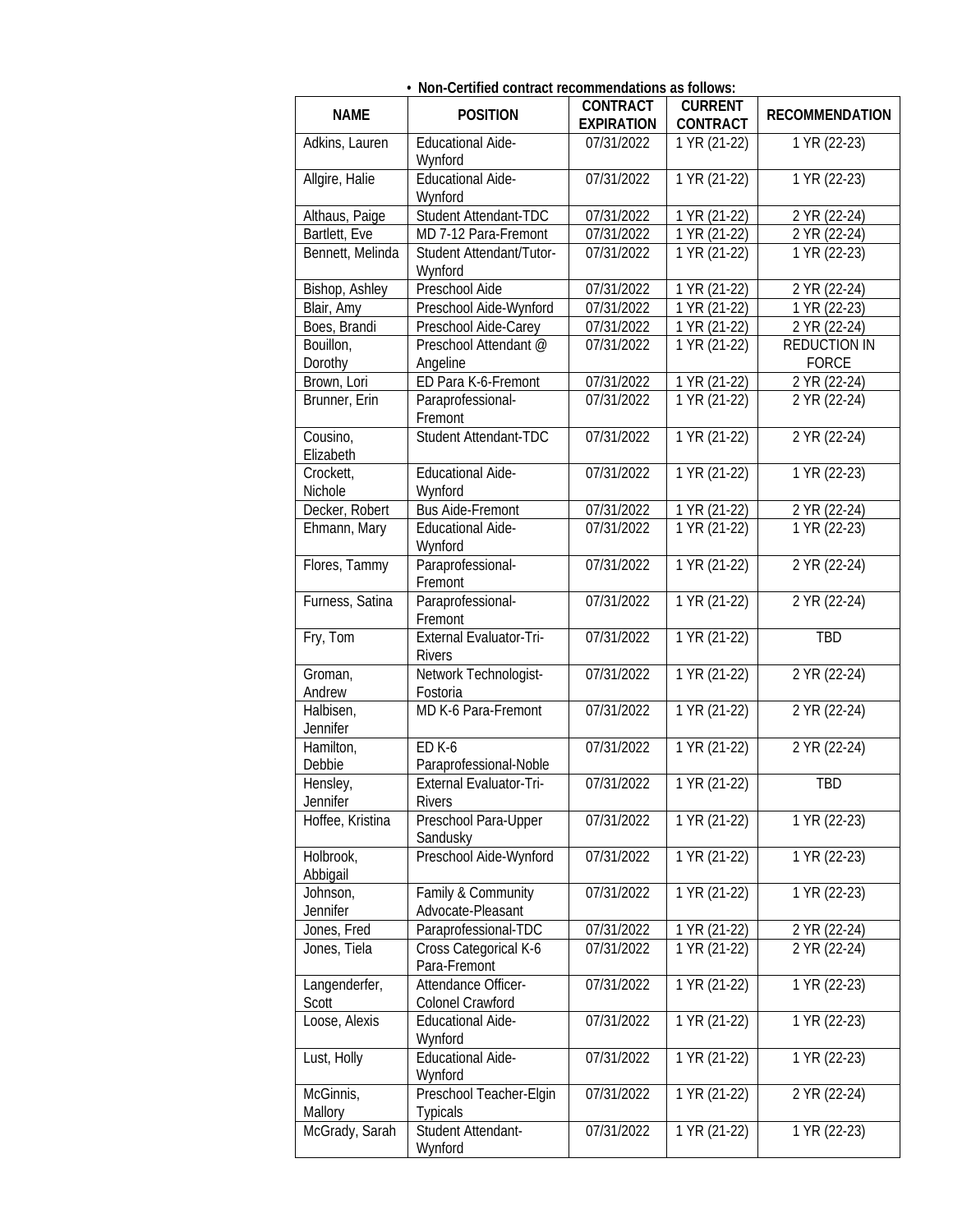- **Non-Certified contract recommendations as follows:**

| NAME | POSITION | CONTRACT EXPIRATION | CURRENT CONTRACT | RECOMMENDATION |
|---|---|---|---|---|
| Adkins, Lauren | Educational Aide-Wynford | 07/31/2022 | 1 YR (21-22) | 1 YR (22-23) |
| Allgire, Halie | Educational Aide-Wynford | 07/31/2022 | 1 YR (21-22) | 1 YR (22-23) |
| Althaus, Paige | Student Attendant-TDC | 07/31/2022 | 1 YR (21-22) | 2 YR (22-24) |
| Bartlett, Eve | MD 7-12 Para-Fremont | 07/31/2022 | 1 YR (21-22) | 2 YR (22-24) |
| Bennett, Melinda | Student Attendant/Tutor-Wynford | 07/31/2022 | 1 YR (21-22) | 1 YR (22-23) |
| Bishop, Ashley | Preschool Aide | 07/31/2022 | 1 YR (21-22) | 2 YR (22-24) |
| Blair, Amy | Preschool Aide-Wynford | 07/31/2022 | 1 YR (21-22) | 1 YR (22-23) |
| Boes, Brandi | Preschool Aide-Carey | 07/31/2022 | 1 YR (21-22) | 2 YR (22-24) |
| Bouillon, Dorothy | Preschool Attendant @ Angeline | 07/31/2022 | 1 YR (21-22) | REDUCTION IN FORCE |
| Brown, Lori | ED Para K-6-Fremont | 07/31/2022 | 1 YR (21-22) | 2 YR (22-24) |
| Brunner, Erin | Paraprofessional-Fremont | 07/31/2022 | 1 YR (21-22) | 2 YR (22-24) |
| Cousino, Elizabeth | Student Attendant-TDC | 07/31/2022 | 1 YR (21-22) | 2 YR (22-24) |
| Crockett, Nichole | Educational Aide-Wynford | 07/31/2022 | 1 YR (21-22) | 1 YR (22-23) |
| Decker, Robert | Bus Aide-Fremont | 07/31/2022 | 1 YR (21-22) | 2 YR (22-24) |
| Ehmann, Mary | Educational Aide-Wynford | 07/31/2022 | 1 YR (21-22) | 1 YR (22-23) |
| Flores, Tammy | Paraprofessional-Fremont | 07/31/2022 | 1 YR (21-22) | 2 YR (22-24) |
| Furness, Satina | Paraprofessional-Fremont | 07/31/2022 | 1 YR (21-22) | 2 YR (22-24) |
| Fry, Tom | External Evaluator-Tri-Rivers | 07/31/2022 | 1 YR (21-22) | TBD |
| Groman, Andrew | Network Technologist-Fostoria | 07/31/2022 | 1 YR (21-22) | 2 YR (22-24) |
| Halbisen, Jennifer | MD K-6 Para-Fremont | 07/31/2022 | 1 YR (21-22) | 2 YR (22-24) |
| Hamilton, Debbie | ED K-6 Paraprofessional-Noble | 07/31/2022 | 1 YR (21-22) | 2 YR (22-24) |
| Hensley, Jennifer | External Evaluator-Tri-Rivers | 07/31/2022 | 1 YR (21-22) | TBD |
| Hoffee, Kristina | Preschool Para-Upper Sandusky | 07/31/2022 | 1 YR (21-22) | 1 YR (22-23) |
| Holbrook, Abbigail | Preschool Aide-Wynford | 07/31/2022 | 1 YR (21-22) | 1 YR (22-23) |
| Johnson, Jennifer | Family & Community Advocate-Pleasant | 07/31/2022 | 1 YR (21-22) | 1 YR (22-23) |
| Jones, Fred | Paraprofessional-TDC | 07/31/2022 | 1 YR (21-22) | 2 YR (22-24) |
| Jones, Tiela | Cross Categorical K-6 Para-Fremont | 07/31/2022 | 1 YR (21-22) | 2 YR (22-24) |
| Langenderfer, Scott | Attendance Officer-Colonel Crawford | 07/31/2022 | 1 YR (21-22) | 1 YR (22-23) |
| Loose, Alexis | Educational Aide-Wynford | 07/31/2022 | 1 YR (21-22) | 1 YR (22-23) |
| Lust, Holly | Educational Aide-Wynford | 07/31/2022 | 1 YR (21-22) | 1 YR (22-23) |
| McGinnis, Mallory | Preschool Teacher-Elgin Typicals | 07/31/2022 | 1 YR (21-22) | 2 YR (22-24) |
| McGrady, Sarah | Student Attendant-Wynford | 07/31/2022 | 1 YR (21-22) | 1 YR (22-23) |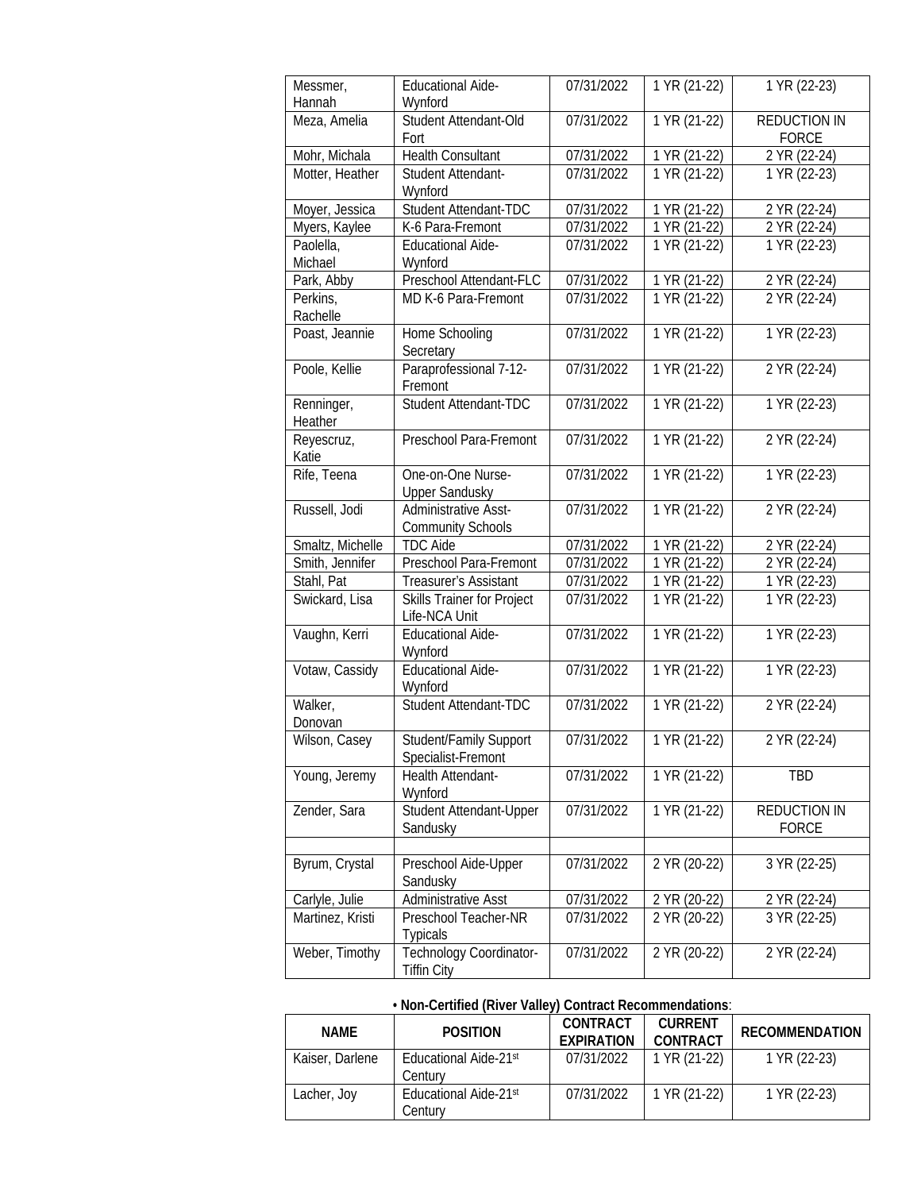| | | | | |
|---|---|---|---|---|
| Messmer, Hannah | Educational Aide-Wynford | 07/31/2022 | 1 YR (21-22) | 1 YR (22-23) |
| Meza, Amelia | Student Attendant-Old Fort | 07/31/2022 | 1 YR (21-22) | REDUCTION IN FORCE |
| Mohr, Michala | Health Consultant | 07/31/2022 | 1 YR (21-22) | 2 YR (22-24) |
| Motter, Heather | Student Attendant-Wynford | 07/31/2022 | 1 YR (21-22) | 1 YR (22-23) |
| Moyer, Jessica | Student Attendant-TDC | 07/31/2022 | 1 YR (21-22) | 2 YR (22-24) |
| Myers, Kaylee | K-6 Para-Fremont | 07/31/2022 | 1 YR (21-22) | 2 YR (22-24) |
| Paolella, Michael | Educational Aide-Wynford | 07/31/2022 | 1 YR (21-22) | 1 YR (22-23) |
| Park, Abby | Preschool Attendant-FLC | 07/31/2022 | 1 YR (21-22) | 2 YR (22-24) |
| Perkins, Rachelle | MD K-6 Para-Fremont | 07/31/2022 | 1 YR (21-22) | 2 YR (22-24) |
| Poast, Jeannie | Home Schooling Secretary | 07/31/2022 | 1 YR (21-22) | 1 YR (22-23) |
| Poole, Kellie | Paraprofessional 7-12-Fremont | 07/31/2022 | 1 YR (21-22) | 2 YR (22-24) |
| Renninger, Heather | Student Attendant-TDC | 07/31/2022 | 1 YR (21-22) | 1 YR (22-23) |
| Reyescruz, Katie | Preschool Para-Fremont | 07/31/2022 | 1 YR (21-22) | 2 YR (22-24) |
| Rife, Teena | One-on-One Nurse-Upper Sandusky | 07/31/2022 | 1 YR (21-22) | 1 YR (22-23) |
| Russell, Jodi | Administrative Asst-Community Schools | 07/31/2022 | 1 YR (21-22) | 2 YR (22-24) |
| Smaltz, Michelle | TDC Aide | 07/31/2022 | 1 YR (21-22) | 2 YR (22-24) |
| Smith, Jennifer | Preschool Para-Fremont | 07/31/2022 | 1 YR (21-22) | 2 YR (22-24) |
| Stahl, Pat | Treasurer's Assistant | 07/31/2022 | 1 YR (21-22) | 1 YR (22-23) |
| Swickard, Lisa | Skills Trainer for Project Life-NCA Unit | 07/31/2022 | 1 YR (21-22) | 1 YR (22-23) |
| Vaughn, Kerri | Educational Aide-Wynford | 07/31/2022 | 1 YR (21-22) | 1 YR (22-23) |
| Votaw, Cassidy | Educational Aide-Wynford | 07/31/2022 | 1 YR (21-22) | 1 YR (22-23) |
| Walker, Donovan | Student Attendant-TDC | 07/31/2022 | 1 YR (21-22) | 2 YR (22-24) |
| Wilson, Casey | Student/Family Support Specialist-Fremont | 07/31/2022 | 1 YR (21-22) | 2 YR (22-24) |
| Young, Jeremy | Health Attendant-Wynford | 07/31/2022 | 1 YR (21-22) | TBD |
| Zender, Sara | Student Attendant-Upper Sandusky | 07/31/2022 | 1 YR (21-22) | REDUCTION IN FORCE |
| | | | | |
| Byrum, Crystal | Preschool Aide-Upper Sandusky | 07/31/2022 | 2 YR (20-22) | 3 YR (22-25) |
| Carlyle, Julie | Administrative Asst | 07/31/2022 | 2 YR (20-22) | 2 YR (22-24) |
| Martinez, Kristi | Preschool Teacher-NR Typicals | 07/31/2022 | 2 YR (20-22) | 3 YR (22-25) |
| Weber, Timothy | Technology Coordinator-Tiffin City | 07/31/2022 | 2 YR (20-22) | 2 YR (22-24) |

• **Non-Certified (River Valley) Contract Recommendations**:

| NAME | POSITION | CONTRACT EXPIRATION | CURRENT CONTRACT | RECOMMENDATION |
|---|---|---|---|---|
| Kaiser, Darlene | Educational Aide-21st Century | 07/31/2022 | 1 YR (21-22) | 1 YR (22-23) |
| Lacher, Joy | Educational Aide-21st Century | 07/31/2022 | 1 YR (21-22) | 1 YR (22-23) |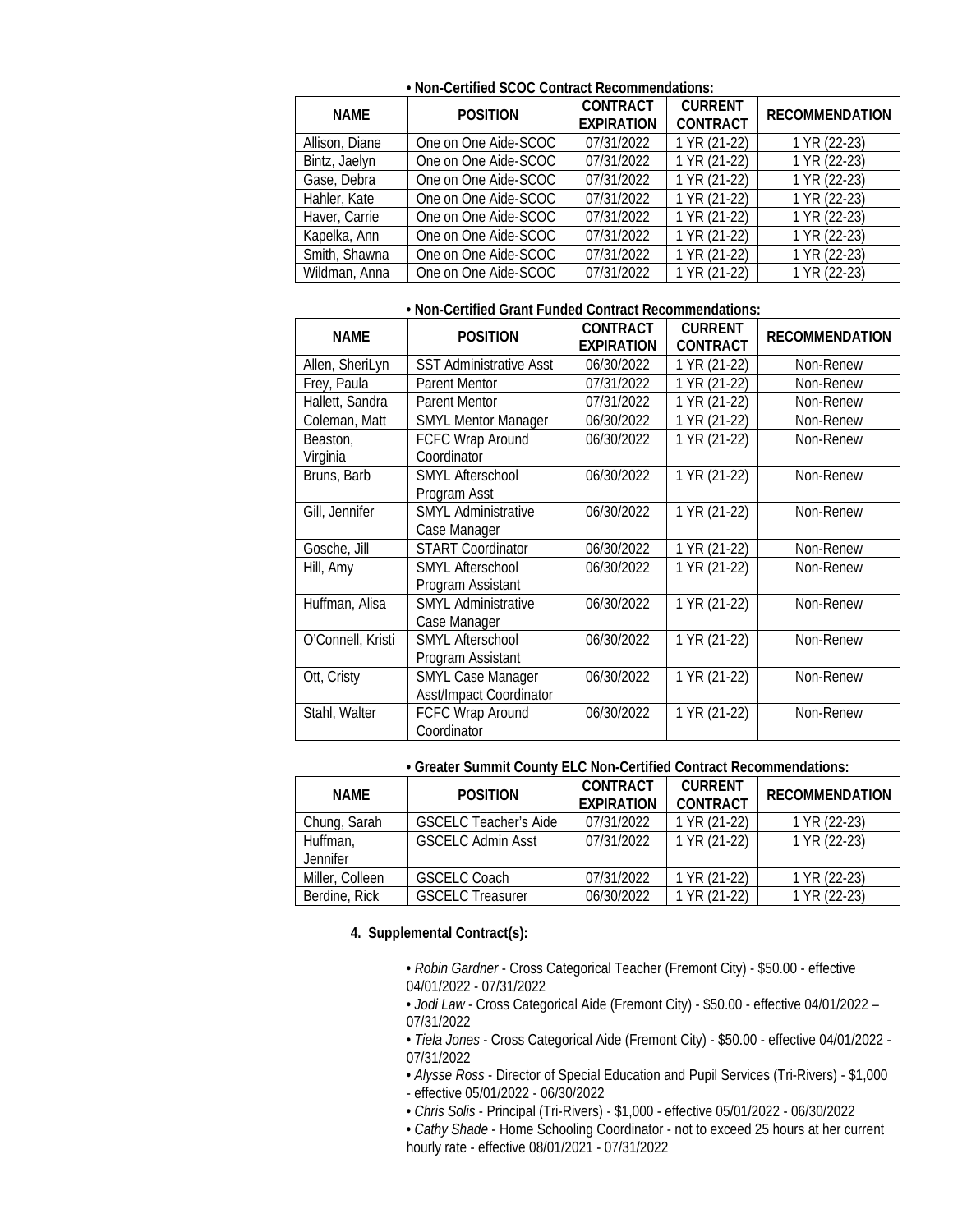• **Non-Certified SCOC Contract Recommendations:**

| NAME | POSITION | CONTRACT EXPIRATION | CURRENT CONTRACT | RECOMMENDATION |
|---|---|---|---|---|
| Allison, Diane | One on One Aide-SCOC | 07/31/2022 | 1 YR (21-22) | 1 YR (22-23) |
| Bintz, Jaelyn | One on One Aide-SCOC | 07/31/2022 | 1 YR (21-22) | 1 YR (22-23) |
| Gase, Debra | One on One Aide-SCOC | 07/31/2022 | 1 YR (21-22) | 1 YR (22-23) |
| Hahler, Kate | One on One Aide-SCOC | 07/31/2022 | 1 YR (21-22) | 1 YR (22-23) |
| Haver, Carrie | One on One Aide-SCOC | 07/31/2022 | 1 YR (21-22) | 1 YR (22-23) |
| Kapelka, Ann | One on One Aide-SCOC | 07/31/2022 | 1 YR (21-22) | 1 YR (22-23) |
| Smith, Shawna | One on One Aide-SCOC | 07/31/2022 | 1 YR (21-22) | 1 YR (22-23) |
| Wildman, Anna | One on One Aide-SCOC | 07/31/2022 | 1 YR (21-22) | 1 YR (22-23) |

• **Non-Certified Grant Funded Contract Recommendations:**

| NAME | POSITION | CONTRACT EXPIRATION | CURRENT CONTRACT | RECOMMENDATION |
|---|---|---|---|---|
| Allen, SheriLyn | SST Administrative Asst | 06/30/2022 | 1 YR (21-22) | Non-Renew |
| Frey, Paula | Parent Mentor | 07/31/2022 | 1 YR (21-22) | Non-Renew |
| Hallett, Sandra | Parent Mentor | 07/31/2022 | 1 YR (21-22) | Non-Renew |
| Coleman, Matt | SMYL Mentor Manager | 06/30/2022 | 1 YR (21-22) | Non-Renew |
| Beaston, Virginia | FCFC Wrap Around Coordinator | 06/30/2022 | 1 YR (21-22) | Non-Renew |
| Bruns, Barb | SMYL Afterschool Program Asst | 06/30/2022 | 1 YR (21-22) | Non-Renew |
| Gill, Jennifer | SMYL Administrative Case Manager | 06/30/2022 | 1 YR (21-22) | Non-Renew |
| Gosche, Jill | START Coordinator | 06/30/2022 | 1 YR (21-22) | Non-Renew |
| Hill, Amy | SMYL Afterschool Program Assistant | 06/30/2022 | 1 YR (21-22) | Non-Renew |
| Huffman, Alisa | SMYL Administrative Case Manager | 06/30/2022 | 1 YR (21-22) | Non-Renew |
| O'Connell, Kristi | SMYL Afterschool Program Assistant | 06/30/2022 | 1 YR (21-22) | Non-Renew |
| Ott, Cristy | SMYL Case Manager Asst/Impact Coordinator | 06/30/2022 | 1 YR (21-22) | Non-Renew |
| Stahl, Walter | FCFC Wrap Around Coordinator | 06/30/2022 | 1 YR (21-22) | Non-Renew |

• **Greater Summit County ELC Non-Certified Contract Recommendations:**

| NAME | POSITION | CONTRACT EXPIRATION | CURRENT CONTRACT | RECOMMENDATION |
|---|---|---|---|---|
| Chung, Sarah | GSCELC Teacher's Aide | 07/31/2022 | 1 YR (21-22) | 1 YR (22-23) |
| Huffman, Jennifer | GSCELC Admin Asst | 07/31/2022 | 1 YR (21-22) | 1 YR (22-23) |
| Miller, Colleen | GSCELC Coach | 07/31/2022 | 1 YR (21-22) | 1 YR (22-23) |
| Berdine, Rick | GSCELC Treasurer | 06/30/2022 | 1 YR (21-22) | 1 YR (22-23) |

4. **Supplemental Contract(s):**

• *Robin Gardner* - Cross Categorical Teacher (Fremont City) - $50.00 - effective 04/01/2022 - 07/31/2022
• *Jodi Law* - Cross Categorical Aide (Fremont City) - $50.00 - effective 04/01/2022 – 07/31/2022
• *Tiela Jones* - Cross Categorical Aide (Fremont City) - $50.00 - effective 04/01/2022 - 07/31/2022
• *Alysse Ross* - Director of Special Education and Pupil Services (Tri-Rivers) - $1,000 - effective 05/01/2022 - 06/30/2022
• *Chris Solis* - Principal (Tri-Rivers) - $1,000 - effective 05/01/2022 - 06/30/2022
• *Cathy Shade* - Home Schooling Coordinator - not to exceed 25 hours at her current hourly rate - effective 08/01/2021 - 07/31/2022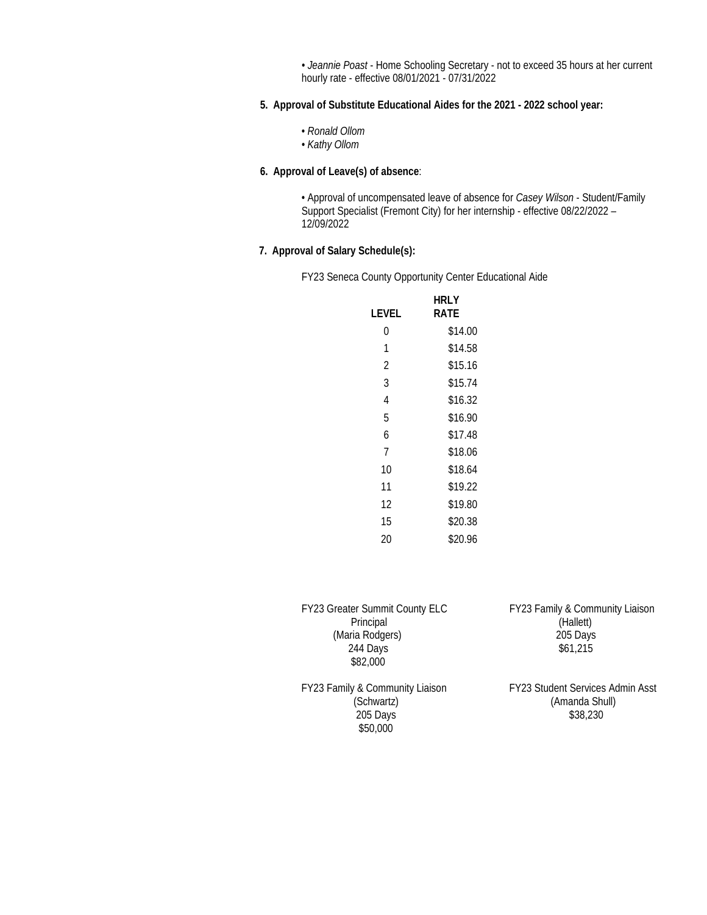• *Jeannie Poast* - Home Schooling Secretary - not to exceed 35 hours at her current hourly rate - effective 08/01/2021 - 07/31/2022

**5. Approval of Substitute Educational Aides for the 2021 - 2022 school year:**

- *Ronald Ollom*
- *Kathy Ollom*

**6. Approval of Leave(s) of absence**:

• Approval of uncompensated leave of absence for *Casey Wilson* - Student/Family Support Specialist (Fremont City) for her internship - effective 08/22/2022 – 12/09/2022

**7. Approval of Salary Schedule(s):**

FY23 Seneca County Opportunity Center Educational Aide

| LEVEL | HRLY RATE |
|---|---|
| 0 | $14.00 |
| 1 | $14.58 |
| 2 | $15.16 |
| 3 | $15.74 |
| 4 | $16.32 |
| 5 | $16.90 |
| 6 | $17.48 |
| 7 | $18.06 |
| 10 | $18.64 |
| 11 | $19.22 |
| 12 | $19.80 |
| 15 | $20.38 |
| 20 | $20.96 |

FY23 Greater Summit County ELC
Principal
(Maria Rodgers)
244 Days
$82,000

FY23 Family & Community Liaison
(Hallett)
205 Days
$61,215

FY23 Family & Community Liaison
(Schwartz)
205 Days
$50,000

FY23 Student Services Admin Asst
(Amanda Shull)
$38,230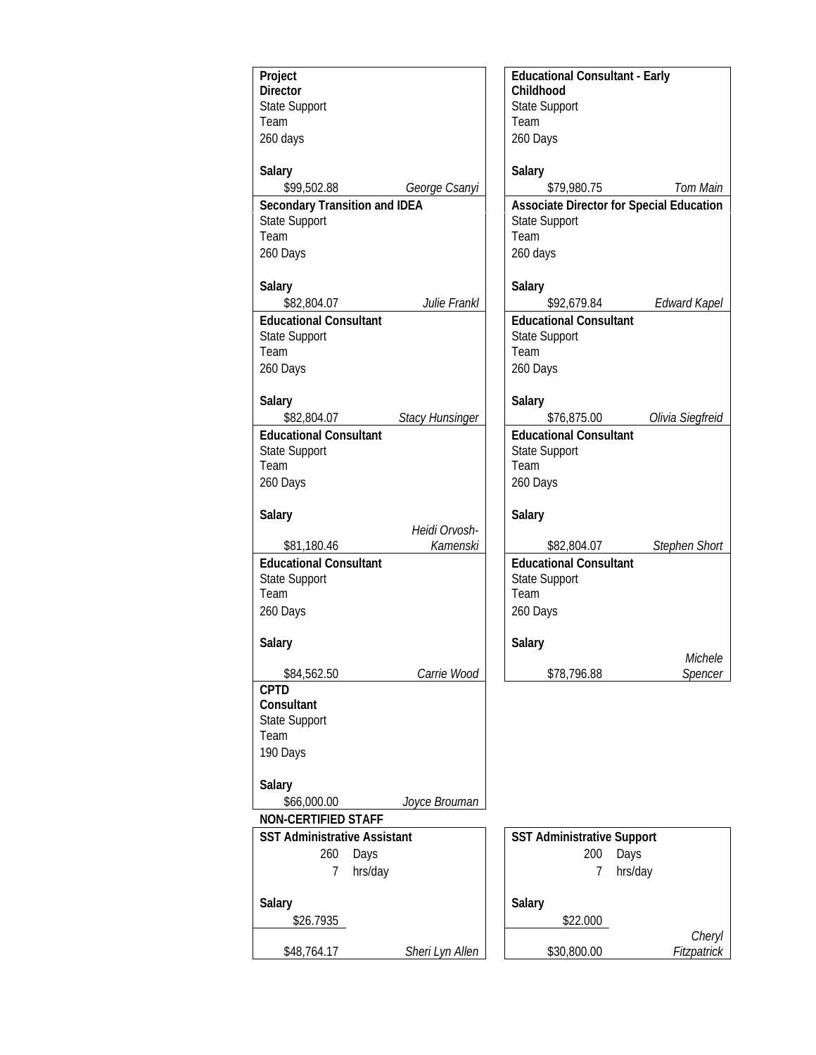| Position | Team | Days | Salary | Name |
|---|---|---|---|---|
| **Project Director** | State Support Team | 260 days | $99,502.88 | *George Csanyi* |
| **Secondary Transition and IDEA** | State Support Team | 260 Days | $82,804.07 | *Julie Frankl* |
| **Educational Consultant** | State Support Team | 260 Days | $82,804.07 | *Stacy Hunsinger* |
| **Educational Consultant** | State Support Team | 260 Days | $81,180.46 | *Heidi Orvosh-Kamenski* |
| **Educational Consultant** | State Support Team | 260 Days | $84,562.50 | *Carrie Wood* |
| **CPTD Consultant** | State Support Team | 190 Days | $66,000.00 | *Joyce Brouman* |
| **Educational Consultant - Early Childhood** | State Support Team | 260 Days | $79,980.75 | *Tom Main* |
| **Associate Director for Special Education** | State Support Team | 260 days | $92,679.84 | *Edward Kapel* |
| **Educational Consultant** | State Support Team | 260 Days | $76,875.00 | *Olivia Siegfreid* |
| **Educational Consultant** | State Support Team | 260 Days | $82,804.07 | *Stephen Short* |
| **Educational Consultant** | State Support Team | 260 Days | $78,796.88 | *Michele Spencer* |

**NON-CERTIFIED STAFF**

| Position | Days | hrs/day | Salary (hourly) | Salary | Name |
|---|---|---|---|---|---|
| **SST Administrative Assistant** | 260 | 7 | $26.7935 | $48,764.17 | *Sheri Lyn Allen* |
| **SST Administrative Support** | 200 | 7 | $22.000 | $30,800.00 | *Cheryl Fitzpatrick* |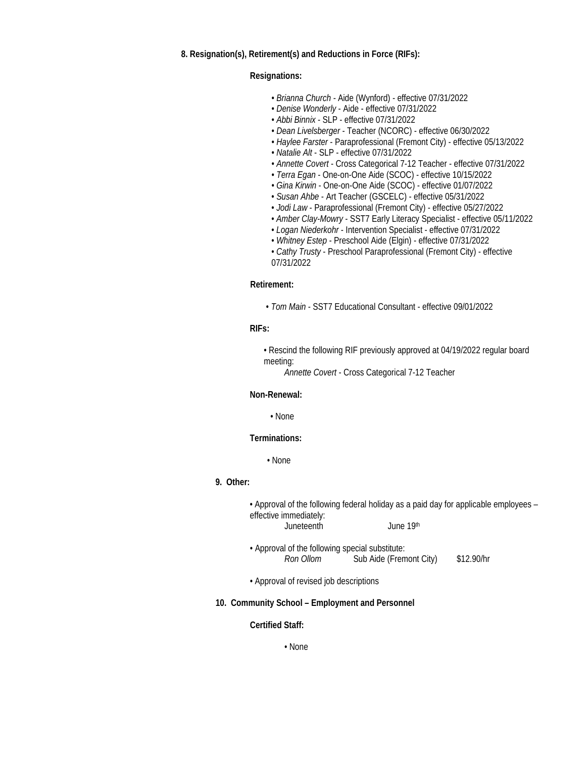**8. Resignation(s), Retirement(s) and Reductions in Force (RIFs):**

**Resignations:**

- *Brianna Church* - Aide (Wynford) - effective 07/31/2022
- *Denise Wonderly* - Aide - effective 07/31/2022
- *Abbi Binnix* - SLP - effective 07/31/2022
- *Dean Livelsberger* - Teacher (NCORC) - effective 06/30/2022
- *Haylee Farster* - Paraprofessional (Fremont City) - effective 05/13/2022
- *Natalie Alt* - SLP - effective 07/31/2022
- *Annette Covert* - Cross Categorical 7-12 Teacher - effective 07/31/2022
- *Terra Egan* - One-on-One Aide (SCOC) - effective 10/15/2022
- *Gina Kirwin* - One-on-One Aide (SCOC) - effective 01/07/2022
- *Susan Ahbe* - Art Teacher (GSCELC) - effective 05/31/2022
- *Jodi Law* - Paraprofessional (Fremont City) - effective 05/27/2022
- *Amber Clay-Mowry* - SST7 Early Literacy Specialist - effective 05/11/2022
- *Logan Niederkohr* - Intervention Specialist - effective 07/31/2022
- *Whitney Estep* - Preschool Aide (Elgin) - effective 07/31/2022
- *Cathy Trusty* - Preschool Paraprofessional (Fremont City) - effective 07/31/2022

**Retirement:**

- *Tom Main* - SST7 Educational Consultant - effective 09/01/2022

**RIFs:**

- Rescind the following RIF previously approved at 04/19/2022 regular board meeting:
  *Annette Covert* - Cross Categorical 7-12 Teacher

**Non-Renewal:**

- None

**Terminations:**

- None

**9. Other:**

- Approval of the following federal holiday as a paid day for applicable employees – effective immediately:
  Juneteenth June 19th

- Approval of the following special substitute:
  *Ron Ollom* Sub Aide (Fremont City) $12.90/hr

- Approval of revised job descriptions

**10. Community School – Employment and Personnel**

**Certified Staff:**

- None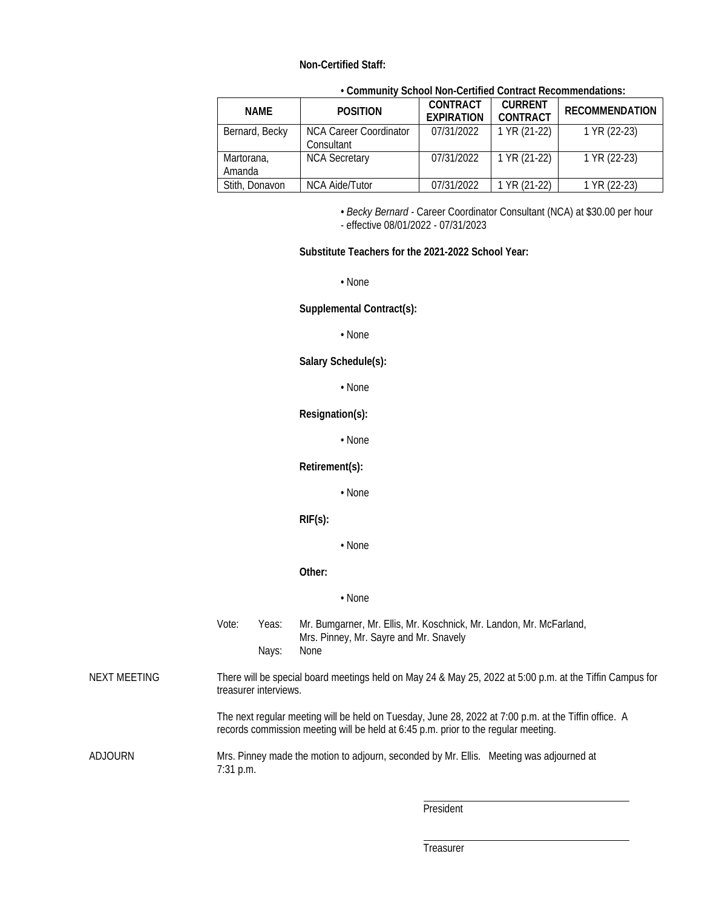**Non-Certified Staff:**

• **Community School Non-Certified Contract Recommendations:**

| NAME | POSITION | CONTRACT EXPIRATION | CURRENT CONTRACT | RECOMMENDATION |
|---|---|---|---|---|
| Bernard, Becky | NCA Career Coordinator Consultant | 07/31/2022 | 1 YR (21-22) | 1 YR (22-23) |
| Martorana, Amanda | NCA Secretary | 07/31/2022 | 1 YR (21-22) | 1 YR (22-23) |
| Stith, Donavon | NCA Aide/Tutor | 07/31/2022 | 1 YR (21-22) | 1 YR (22-23) |

• *Becky Bernard* - Career Coordinator Consultant (NCA) at $30.00 per hour - effective 08/01/2022 - 07/31/2023

**Substitute Teachers for the 2021-2022 School Year:**

• None

**Supplemental Contract(s):**

• None

**Salary Schedule(s):**

• None

**Resignation(s):**

• None

**Retirement(s):**

• None

**RIF(s):**

• None

**Other:**

• None

Vote: Yeas: Mr. Bumgarner, Mr. Ellis, Mr. Koschnick, Mr. Landon, Mr. McFarland, Mrs. Pinney, Mr. Sayre and Mr. Snavely
Nays: None

NEXT MEETING

There will be special board meetings held on May 24 & May 25, 2022 at 5:00 p.m. at the Tiffin Campus for treasurer interviews.

The next regular meeting will be held on Tuesday, June 28, 2022 at 7:00 p.m. at the Tiffin office. A records commission meeting will be held at 6:45 p.m. prior to the regular meeting.

ADJOURN

Mrs. Pinney made the motion to adjourn, seconded by Mr. Ellis. Meeting was adjourned at 7:31 p.m.

President

Treasurer